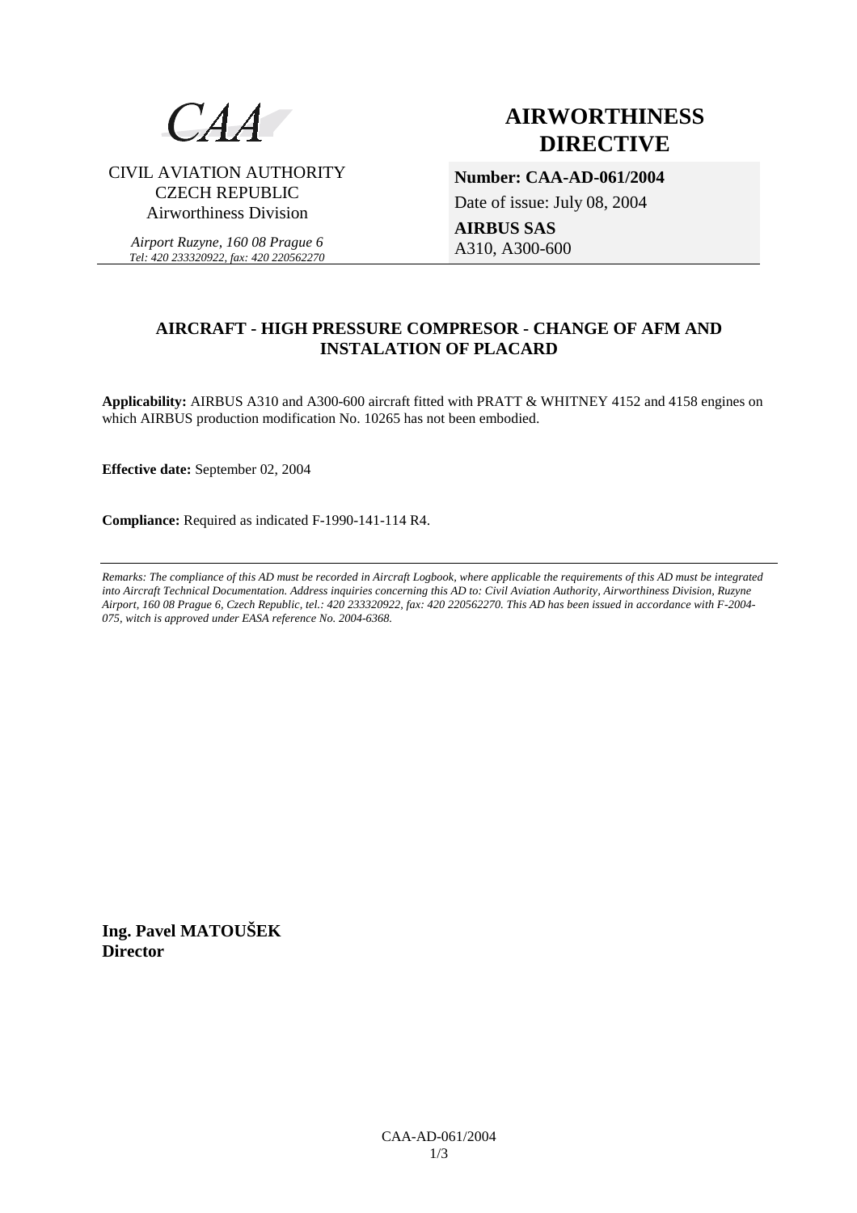CAA

CIVIL AVIATION AUTHORITY
CZECH REPUBLIC
Airworthiness Division

*Airport Ruzyne, 160 08 Prague 6*
*Tel: 420 233320922, fax: 420 220562270*

# AIRWORTHINESS DIRECTIVE

**Number: CAA-AD-061/2004**

Date of issue: July 08, 2004

**AIRBUS SAS**
A310, A300-600

## AIRCRAFT - HIGH PRESSURE COMPRESOR - CHANGE OF AFM AND INSTALATION OF PLACARD

**Applicability:** AIRBUS A310 and A300-600 aircraft fitted with PRATT & WHITNEY 4152 and 4158 engines on which AIRBUS production modification No. 10265 has not been embodied.

**Effective date:** September 02, 2004

**Compliance:** Required as indicated F-1990-141-114 R4.

---

*Remarks: The compliance of this AD must be recorded in Aircraft Logbook, where applicable the requirements of this AD must be integrated into Aircraft Technical Documentation. Address inquiries concerning this AD to: Civil Aviation Authority, Airworthiness Division, Ruzyne Airport, 160 08 Prague 6, Czech Republic, tel.: 420 233320922, fax: 420 220562270. This AD has been issued in accordance with F-2004-075, witch is approved under EASA reference No. 2004-6368.*

**Ing. Pavel MATOUŠEK**
**Director**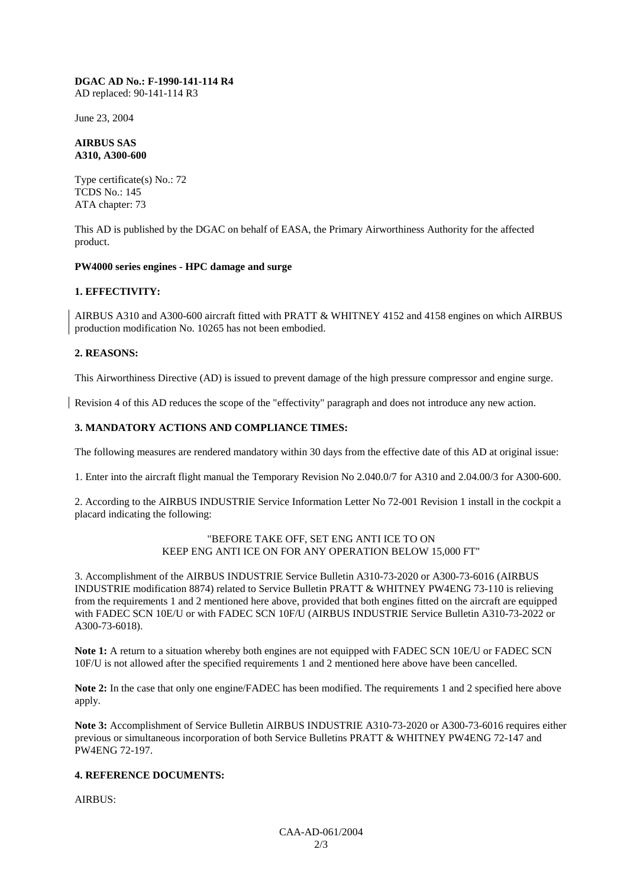**DGAC AD No.: F-1990-141-114 R4**
AD replaced: 90-141-114 R3

June 23, 2004

**AIRBUS SAS**
**A310, A300-600**

Type certificate(s) No.: 72
TCDS No.: 145
ATA chapter: 73

This AD is published by the DGAC on behalf of EASA, the Primary Airworthiness Authority for the affected product.

**PW4000 series engines - HPC damage and surge**

**1. EFFECTIVITY:**

AIRBUS A310 and A300-600 aircraft fitted with PRATT & WHITNEY 4152 and 4158 engines on which AIRBUS production modification No. 10265 has not been embodied.

**2. REASONS:**

This Airworthiness Directive (AD) is issued to prevent damage of the high pressure compressor and engine surge.

Revision 4 of this AD reduces the scope of the "effectivity" paragraph and does not introduce any new action.

**3. MANDATORY ACTIONS AND COMPLIANCE TIMES:**

The following measures are rendered mandatory within 30 days from the effective date of this AD at original issue:

1. Enter into the aircraft flight manual the Temporary Revision No 2.040.0/7 for A310 and 2.04.00/3 for A300-600.

2. According to the AIRBUS INDUSTRIE Service Information Letter No 72-001 Revision 1 install in the cockpit a placard indicating the following:

"BEFORE TAKE OFF, SET ENG ANTI ICE TO ON
KEEP ENG ANTI ICE ON FOR ANY OPERATION BELOW 15,000 FT"

3. Accomplishment of the AIRBUS INDUSTRIE Service Bulletin A310-73-2020 or A300-73-6016 (AIRBUS INDUSTRIE modification 8874) related to Service Bulletin PRATT & WHITNEY PW4ENG 73-110 is relieving from the requirements 1 and 2 mentioned here above, provided that both engines fitted on the aircraft are equipped with FADEC SCN 10E/U or with FADEC SCN 10F/U (AIRBUS INDUSTRIE Service Bulletin A310-73-2022 or A300-73-6018).

**Note 1:** A return to a situation whereby both engines are not equipped with FADEC SCN 10E/U or FADEC SCN 10F/U is not allowed after the specified requirements 1 and 2 mentioned here above have been cancelled.

**Note 2:** In the case that only one engine/FADEC has been modified. The requirements 1 and 2 specified here above apply.

**Note 3:** Accomplishment of Service Bulletin AIRBUS INDUSTRIE A310-73-2020 or A300-73-6016 requires either previous or simultaneous incorporation of both Service Bulletins PRATT & WHITNEY PW4ENG 72-147 and PW4ENG 72-197.

**4. REFERENCE DOCUMENTS:**

AIRBUS: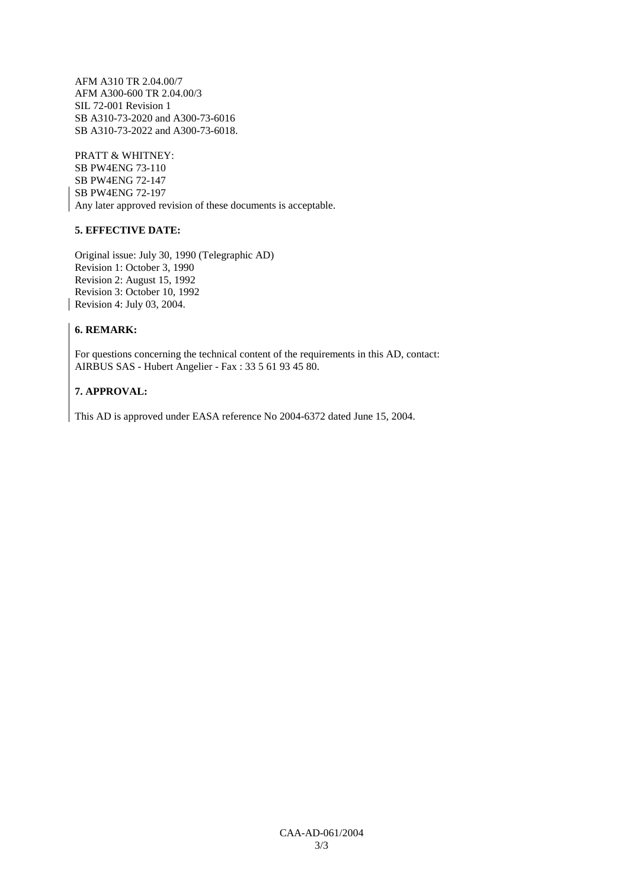AFM A310 TR 2.04.00/7
AFM A300-600 TR 2.04.00/3
SIL 72-001 Revision 1
SB A310-73-2020 and A300-73-6016
SB A310-73-2022 and A300-73-6018.

PRATT & WHITNEY:
SB PW4ENG 73-110
SB PW4ENG 72-147
SB PW4ENG 72-197
Any later approved revision of these documents is acceptable.

## 5. EFFECTIVE DATE:

Original issue: July 30, 1990 (Telegraphic AD)
Revision 1: October 3, 1990
Revision 2: August 15, 1992
Revision 3: October 10, 1992
Revision 4: July 03, 2004.

## 6. REMARK:

For questions concerning the technical content of the requirements in this AD, contact:
AIRBUS SAS - Hubert Angelier - Fax : 33 5 61 93 45 80.

## 7. APPROVAL:

This AD is approved under EASA reference No 2004-6372 dated June 15, 2004.

CAA-AD-061/2004